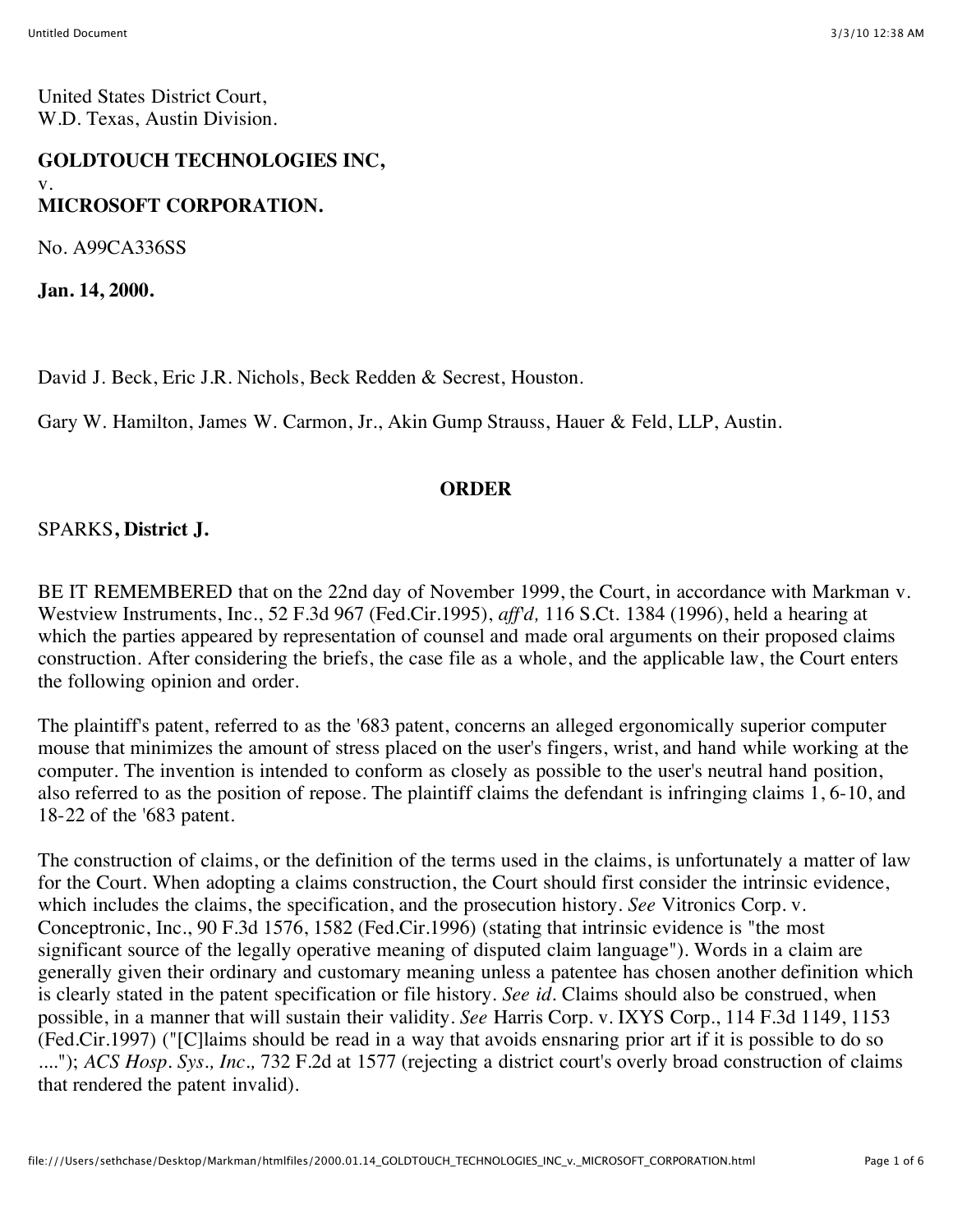United States District Court,
W.D. Texas, Austin Division.

**GOLDTOUCH TECHNOLOGIES INC,**
v.
**MICROSOFT CORPORATION.**

No. A99CA336SS

**Jan. 14, 2000.**

David J. Beck, Eric J.R. Nichols, Beck Redden & Secrest, Houston.

Gary W. Hamilton, James W. Carmon, Jr., Akin Gump Strauss, Hauer & Feld, LLP, Austin.

## ORDER

SPARKS**, District J.**

BE IT REMEMBERED that on the 22nd day of November 1999, the Court, in accordance with Markman v. Westview Instruments, Inc., 52 F.3d 967 (Fed.Cir.1995), *aff'd,* 116 S.Ct. 1384 (1996), held a hearing at which the parties appeared by representation of counsel and made oral arguments on their proposed claims construction. After considering the briefs, the case file as a whole, and the applicable law, the Court enters the following opinion and order.

The plaintiff's patent, referred to as the '683 patent, concerns an alleged ergonomically superior computer mouse that minimizes the amount of stress placed on the user's fingers, wrist, and hand while working at the computer. The invention is intended to conform as closely as possible to the user's neutral hand position, also referred to as the position of repose. The plaintiff claims the defendant is infringing claims 1, 6-10, and 18-22 of the '683 patent.

The construction of claims, or the definition of the terms used in the claims, is unfortunately a matter of law for the Court. When adopting a claims construction, the Court should first consider the intrinsic evidence, which includes the claims, the specification, and the prosecution history. *See* Vitronics Corp. v. Conceptronic, Inc., 90 F.3d 1576, 1582 (Fed.Cir.1996) (stating that intrinsic evidence is "the most significant source of the legally operative meaning of disputed claim language"). Words in a claim are generally given their ordinary and customary meaning unless a patentee has chosen another definition which is clearly stated in the patent specification or file history. *See id.* Claims should also be construed, when possible, in a manner that will sustain their validity. *See* Harris Corp. v. IXYS Corp., 114 F.3d 1149, 1153 (Fed.Cir.1997) ("[C]laims should be read in a way that avoids ensnaring prior art if it is possible to do so ...."); *ACS Hosp. Sys., Inc.,* 732 F.2d at 1577 (rejecting a district court's overly broad construction of claims that rendered the patent invalid).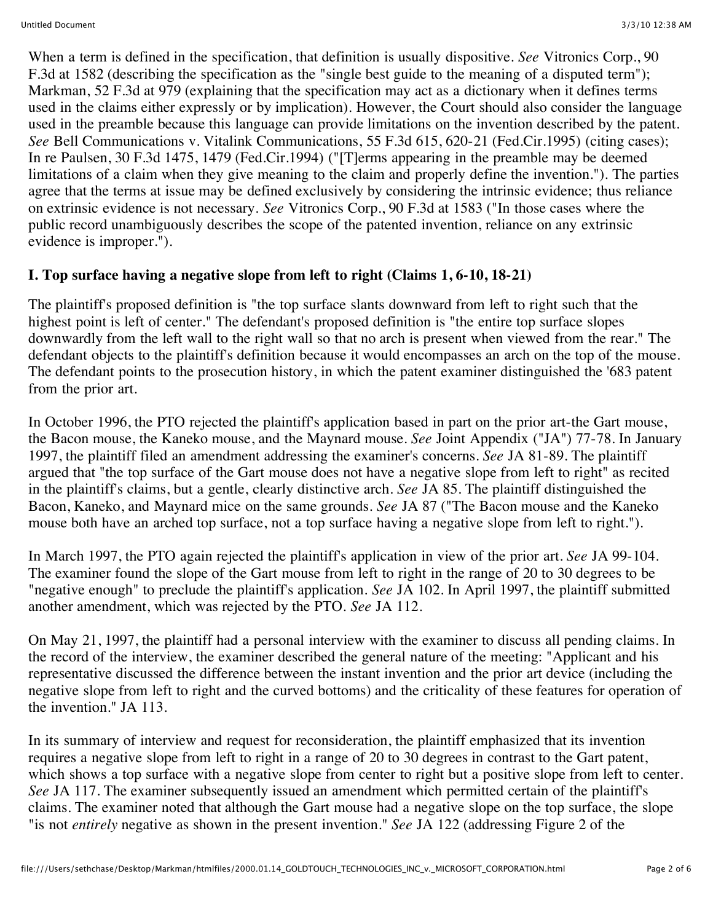When a term is defined in the specification, that definition is usually dispositive. *See* Vitronics Corp., 90 F.3d at 1582 (describing the specification as the "single best guide to the meaning of a disputed term"); Markman, 52 F.3d at 979 (explaining that the specification may act as a dictionary when it defines terms used in the claims either expressly or by implication). However, the Court should also consider the language used in the preamble because this language can provide limitations on the invention described by the patent. *See* Bell Communications v. Vitalink Communications, 55 F.3d 615, 620-21 (Fed.Cir.1995) (citing cases); In re Paulsen, 30 F.3d 1475, 1479 (Fed.Cir.1994) ("[T]erms appearing in the preamble may be deemed limitations of a claim when they give meaning to the claim and properly define the invention."). The parties agree that the terms at issue may be defined exclusively by considering the intrinsic evidence; thus reliance on extrinsic evidence is not necessary. *See* Vitronics Corp., 90 F.3d at 1583 ("In those cases where the public record unambiguously describes the scope of the patented invention, reliance on any extrinsic evidence is improper.").

**I. Top surface having a negative slope from left to right (Claims 1, 6-10, 18-21)**

The plaintiff's proposed definition is "the top surface slants downward from left to right such that the highest point is left of center." The defendant's proposed definition is "the entire top surface slopes downwardly from the left wall to the right wall so that no arch is present when viewed from the rear." The defendant objects to the plaintiff's definition because it would encompasses an arch on the top of the mouse. The defendant points to the prosecution history, in which the patent examiner distinguished the '683 patent from the prior art.

In October 1996, the PTO rejected the plaintiff's application based in part on the prior art-the Gart mouse, the Bacon mouse, the Kaneko mouse, and the Maynard mouse. *See* Joint Appendix ("JA") 77-78. In January 1997, the plaintiff filed an amendment addressing the examiner's concerns. *See* JA 81-89. The plaintiff argued that "the top surface of the Gart mouse does not have a negative slope from left to right" as recited in the plaintiff's claims, but a gentle, clearly distinctive arch. *See* JA 85. The plaintiff distinguished the Bacon, Kaneko, and Maynard mice on the same grounds. *See* JA 87 ("The Bacon mouse and the Kaneko mouse both have an arched top surface, not a top surface having a negative slope from left to right.").

In March 1997, the PTO again rejected the plaintiff's application in view of the prior art. *See* JA 99-104. The examiner found the slope of the Gart mouse from left to right in the range of 20 to 30 degrees to be "negative enough" to preclude the plaintiff's application. *See* JA 102. In April 1997, the plaintiff submitted another amendment, which was rejected by the PTO. *See* JA 112.

On May 21, 1997, the plaintiff had a personal interview with the examiner to discuss all pending claims. In the record of the interview, the examiner described the general nature of the meeting: "Applicant and his representative discussed the difference between the instant invention and the prior art device (including the negative slope from left to right and the curved bottoms) and the criticality of these features for operation of the invention." JA 113.

In its summary of interview and request for reconsideration, the plaintiff emphasized that its invention requires a negative slope from left to right in a range of 20 to 30 degrees in contrast to the Gart patent, which shows a top surface with a negative slope from center to right but a positive slope from left to center. *See* JA 117. The examiner subsequently issued an amendment which permitted certain of the plaintiff's claims. The examiner noted that although the Gart mouse had a negative slope on the top surface, the slope "is not *entirely* negative as shown in the present invention." *See* JA 122 (addressing Figure 2 of the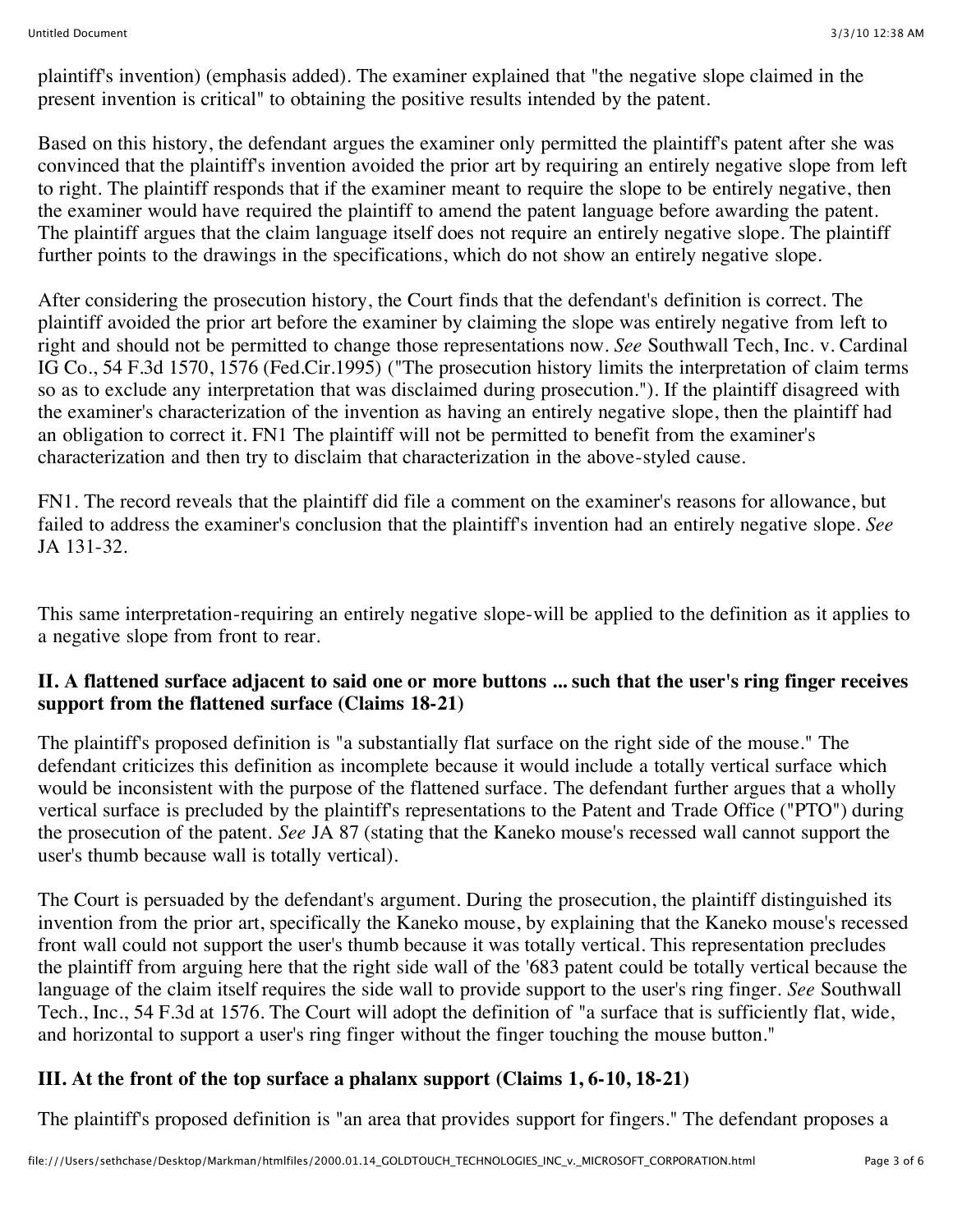plaintiff's invention) (emphasis added). The examiner explained that "the negative slope claimed in the present invention is critical" to obtaining the positive results intended by the patent.

Based on this history, the defendant argues the examiner only permitted the plaintiff's patent after she was convinced that the plaintiff's invention avoided the prior art by requiring an entirely negative slope from left to right. The plaintiff responds that if the examiner meant to require the slope to be entirely negative, then the examiner would have required the plaintiff to amend the patent language before awarding the patent. The plaintiff argues that the claim language itself does not require an entirely negative slope. The plaintiff further points to the drawings in the specifications, which do not show an entirely negative slope.

After considering the prosecution history, the Court finds that the defendant's definition is correct. The plaintiff avoided the prior art before the examiner by claiming the slope was entirely negative from left to right and should not be permitted to change those representations now. *See* Southwall Tech, Inc. v. Cardinal IG Co., 54 F.3d 1570, 1576 (Fed.Cir.1995) ("The prosecution history limits the interpretation of claim terms so as to exclude any interpretation that was disclaimed during prosecution."). If the plaintiff disagreed with the examiner's characterization of the invention as having an entirely negative slope, then the plaintiff had an obligation to correct it. FN1 The plaintiff will not be permitted to benefit from the examiner's characterization and then try to disclaim that characterization in the above-styled cause.

FN1. The record reveals that the plaintiff did file a comment on the examiner's reasons for allowance, but failed to address the examiner's conclusion that the plaintiff's invention had an entirely negative slope. *See* JA 131-32.

This same interpretation-requiring an entirely negative slope-will be applied to the definition as it applies to a negative slope from front to rear.

**II. A flattened surface adjacent to said one or more buttons ... such that the user's ring finger receives support from the flattened surface (Claims 18-21)**

The plaintiff's proposed definition is "a substantially flat surface on the right side of the mouse." The defendant criticizes this definition as incomplete because it would include a totally vertical surface which would be inconsistent with the purpose of the flattened surface. The defendant further argues that a wholly vertical surface is precluded by the plaintiff's representations to the Patent and Trade Office ("PTO") during the prosecution of the patent. *See* JA 87 (stating that the Kaneko mouse's recessed wall cannot support the user's thumb because wall is totally vertical).

The Court is persuaded by the defendant's argument. During the prosecution, the plaintiff distinguished its invention from the prior art, specifically the Kaneko mouse, by explaining that the Kaneko mouse's recessed front wall could not support the user's thumb because it was totally vertical. This representation precludes the plaintiff from arguing here that the right side wall of the '683 patent could be totally vertical because the language of the claim itself requires the side wall to provide support to the user's ring finger. *See* Southwall Tech., Inc., 54 F.3d at 1576. The Court will adopt the definition of "a surface that is sufficiently flat, wide, and horizontal to support a user's ring finger without the finger touching the mouse button."

**III. At the front of the top surface a phalanx support (Claims 1, 6-10, 18-21)**

The plaintiff's proposed definition is "an area that provides support for fingers." The defendant proposes a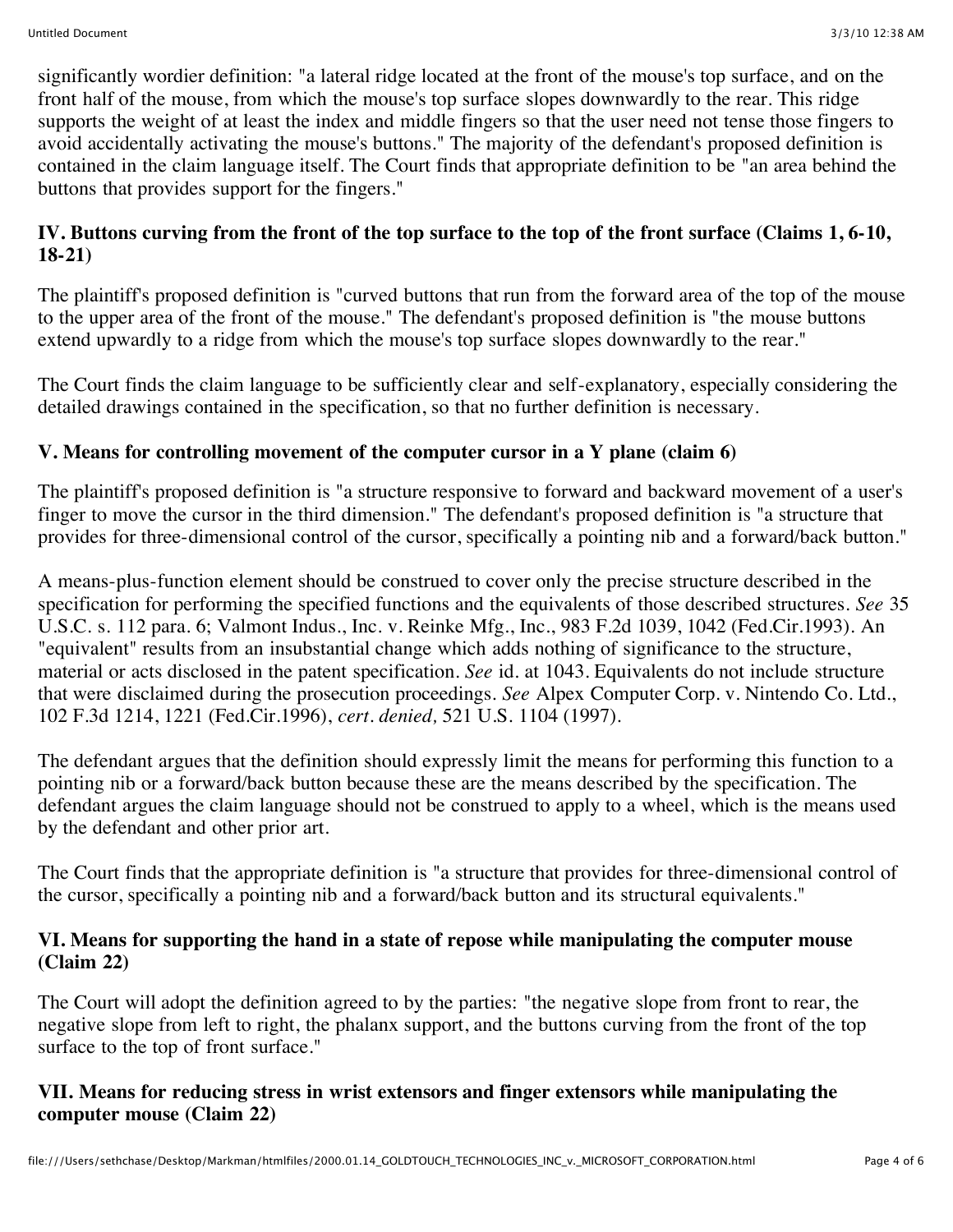significantly wordier definition: "a lateral ridge located at the front of the mouse's top surface, and on the front half of the mouse, from which the mouse's top surface slopes downwardly to the rear. This ridge supports the weight of at least the index and middle fingers so that the user need not tense those fingers to avoid accidentally activating the mouse's buttons." The majority of the defendant's proposed definition is contained in the claim language itself. The Court finds that appropriate definition to be "an area behind the buttons that provides support for the fingers."

### IV. Buttons curving from the front of the top surface to the top of the front surface (Claims 1, 6-10, 18-21)

The plaintiff's proposed definition is "curved buttons that run from the forward area of the top of the mouse to the upper area of the front of the mouse." The defendant's proposed definition is "the mouse buttons extend upwardly to a ridge from which the mouse's top surface slopes downwardly to the rear."

The Court finds the claim language to be sufficiently clear and self-explanatory, especially considering the detailed drawings contained in the specification, so that no further definition is necessary.

### V. Means for controlling movement of the computer cursor in a Y plane (claim 6)

The plaintiff's proposed definition is "a structure responsive to forward and backward movement of a user's finger to move the cursor in the third dimension." The defendant's proposed definition is "a structure that provides for three-dimensional control of the cursor, specifically a pointing nib and a forward/back button."

A means-plus-function element should be construed to cover only the precise structure described in the specification for performing the specified functions and the equivalents of those described structures. *See* 35 U.S.C. s. 112 para. 6; Valmont Indus., Inc. v. Reinke Mfg., Inc., 983 F.2d 1039, 1042 (Fed.Cir.1993). An "equivalent" results from an insubstantial change which adds nothing of significance to the structure, material or acts disclosed in the patent specification. *See* id. at 1043. Equivalents do not include structure that were disclaimed during the prosecution proceedings. *See* Alpex Computer Corp. v. Nintendo Co. Ltd., 102 F.3d 1214, 1221 (Fed.Cir.1996), *cert. denied,* 521 U.S. 1104 (1997).

The defendant argues that the definition should expressly limit the means for performing this function to a pointing nib or a forward/back button because these are the means described by the specification. The defendant argues the claim language should not be construed to apply to a wheel, which is the means used by the defendant and other prior art.

The Court finds that the appropriate definition is "a structure that provides for three-dimensional control of the cursor, specifically a pointing nib and a forward/back button and its structural equivalents."

### VI. Means for supporting the hand in a state of repose while manipulating the computer mouse (Claim 22)

The Court will adopt the definition agreed to by the parties: "the negative slope from front to rear, the negative slope from left to right, the phalanx support, and the buttons curving from the front of the top surface to the top of front surface."

### VII. Means for reducing stress in wrist extensors and finger extensors while manipulating the computer mouse (Claim 22)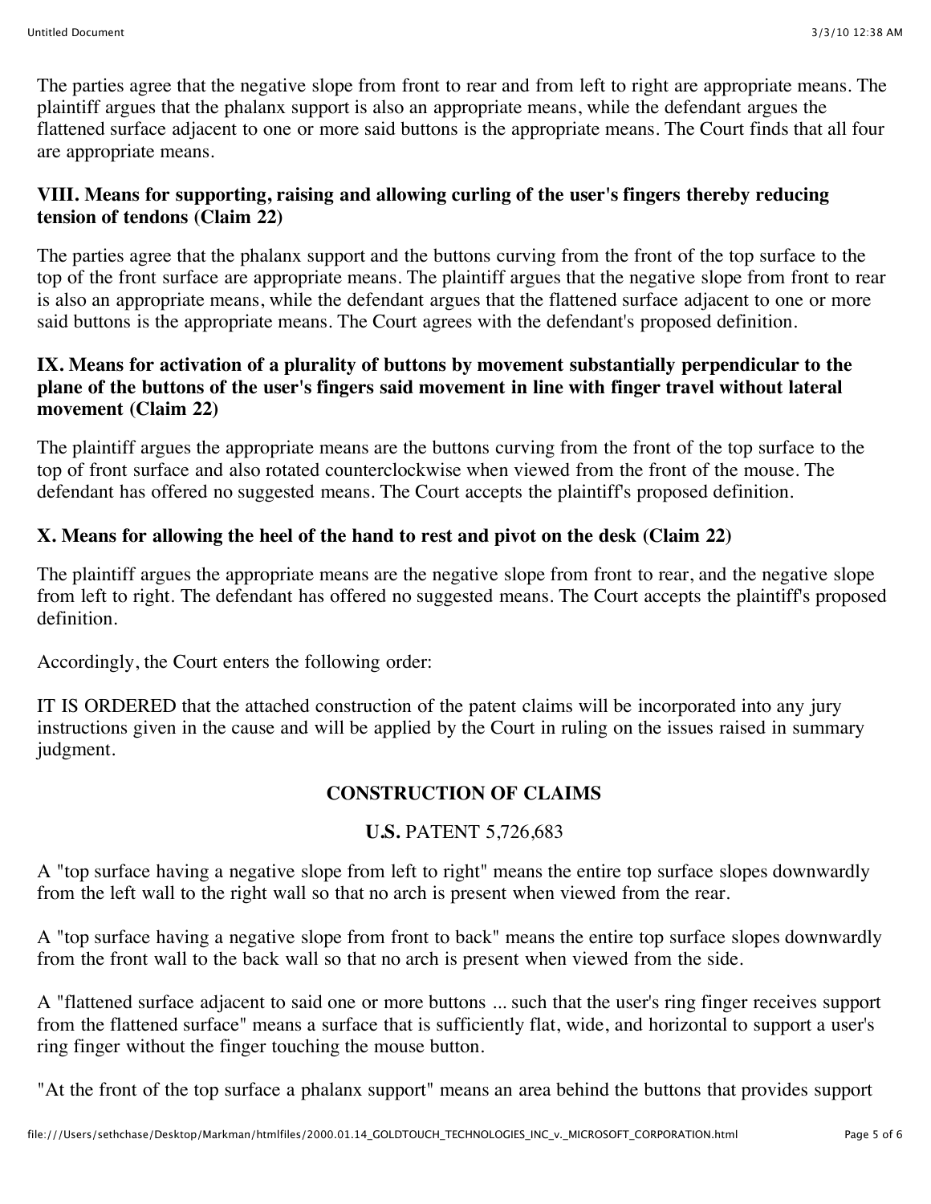The parties agree that the negative slope from front to rear and from left to right are appropriate means. The plaintiff argues that the phalanx support is also an appropriate means, while the defendant argues the flattened surface adjacent to one or more said buttons is the appropriate means. The Court finds that all four are appropriate means.

### VIII. Means for supporting, raising and allowing curling of the user's fingers thereby reducing tension of tendons (Claim 22)

The parties agree that the phalanx support and the buttons curving from the front of the top surface to the top of the front surface are appropriate means. The plaintiff argues that the negative slope from front to rear is also an appropriate means, while the defendant argues that the flattened surface adjacent to one or more said buttons is the appropriate means. The Court agrees with the defendant's proposed definition.

### IX. Means for activation of a plurality of buttons by movement substantially perpendicular to the plane of the buttons of the user's fingers said movement in line with finger travel without lateral movement (Claim 22)

The plaintiff argues the appropriate means are the buttons curving from the front of the top surface to the top of front surface and also rotated counterclockwise when viewed from the front of the mouse. The defendant has offered no suggested means. The Court accepts the plaintiff's proposed definition.

### X. Means for allowing the heel of the hand to rest and pivot on the desk (Claim 22)

The plaintiff argues the appropriate means are the negative slope from front to rear, and the negative slope from left to right. The defendant has offered no suggested means. The Court accepts the plaintiff's proposed definition.

Accordingly, the Court enters the following order:

IT IS ORDERED that the attached construction of the patent claims will be incorporated into any jury instructions given in the cause and will be applied by the Court in ruling on the issues raised in summary judgment.

## CONSTRUCTION OF CLAIMS

**U.S.** PATENT 5,726,683

A "top surface having a negative slope from left to right" means the entire top surface slopes downwardly from the left wall to the right wall so that no arch is present when viewed from the rear.

A "top surface having a negative slope from front to back" means the entire top surface slopes downwardly from the front wall to the back wall so that no arch is present when viewed from the side.

A "flattened surface adjacent to said one or more buttons ... such that the user's ring finger receives support from the flattened surface" means a surface that is sufficiently flat, wide, and horizontal to support a user's ring finger without the finger touching the mouse button.

"At the front of the top surface a phalanx support" means an area behind the buttons that provides support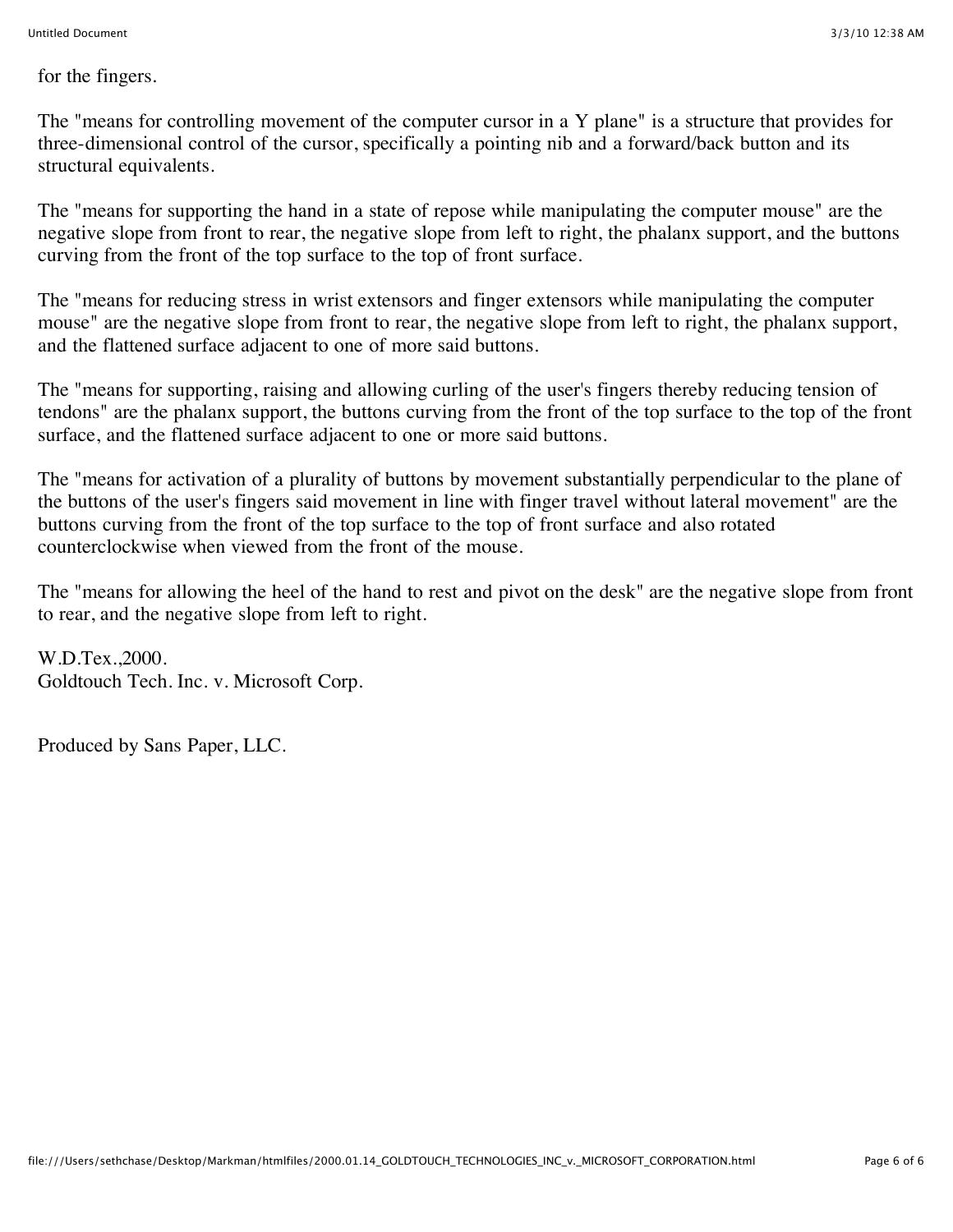for the fingers.

The "means for controlling movement of the computer cursor in a Y plane" is a structure that provides for three-dimensional control of the cursor, specifically a pointing nib and a forward/back button and its structural equivalents.

The "means for supporting the hand in a state of repose while manipulating the computer mouse" are the negative slope from front to rear, the negative slope from left to right, the phalanx support, and the buttons curving from the front of the top surface to the top of front surface.

The "means for reducing stress in wrist extensors and finger extensors while manipulating the computer mouse" are the negative slope from front to rear, the negative slope from left to right, the phalanx support, and the flattened surface adjacent to one of more said buttons.

The "means for supporting, raising and allowing curling of the user's fingers thereby reducing tension of tendons" are the phalanx support, the buttons curving from the front of the top surface to the top of the front surface, and the flattened surface adjacent to one or more said buttons.

The "means for activation of a plurality of buttons by movement substantially perpendicular to the plane of the buttons of the user's fingers said movement in line with finger travel without lateral movement" are the buttons curving from the front of the top surface to the top of front surface and also rotated counterclockwise when viewed from the front of the mouse.

The "means for allowing the heel of the hand to rest and pivot on the desk" are the negative slope from front to rear, and the negative slope from left to right.

W.D.Tex.,2000.
Goldtouch Tech. Inc. v. Microsoft Corp.

Produced by Sans Paper, LLC.